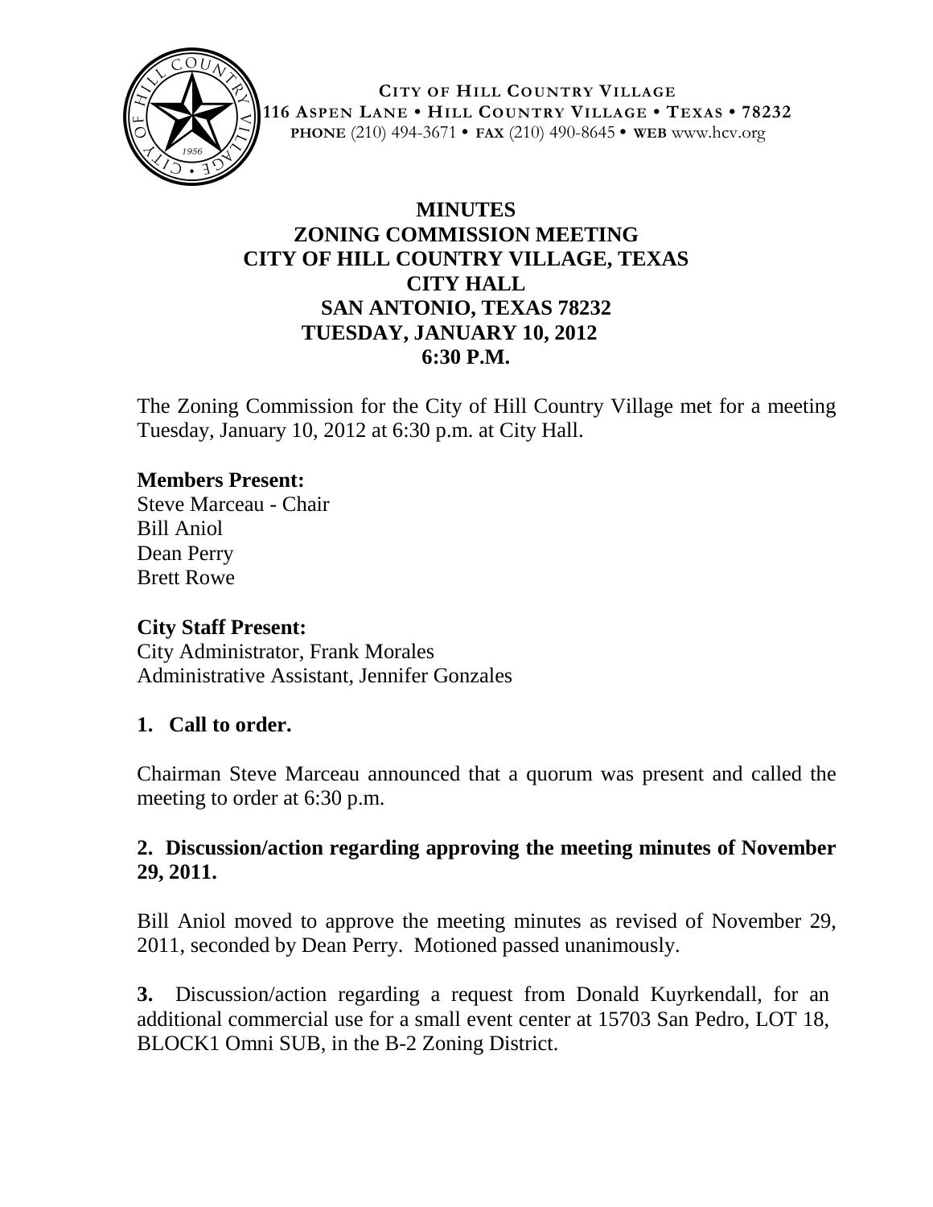**CITY OF HILL COUNTRY VILLAGE**
**116 ASPEN LANE • HILL COUNTRY VILLAGE • TEXAS • 78232**
**PHONE** (210) 494-3671 • **FAX** (210) 490-8645 • **WEB** www.hcv.org

# MINUTES
## ZONING COMMISSION MEETING
## CITY OF HILL COUNTRY VILLAGE, TEXAS
## CITY HALL
## SAN ANTONIO, TEXAS 78232
## TUESDAY, JANUARY 10, 2012
## 6:30 P.M.

The Zoning Commission for the City of Hill Country Village met for a meeting Tuesday, January 10, 2012 at 6:30 p.m. at City Hall.

**Members Present:**
Steve Marceau - Chair
Bill Aniol
Dean Perry
Brett Rowe

**City Staff Present:**
City Administrator, Frank Morales
Administrative Assistant, Jennifer Gonzales

**1. Call to order.**

Chairman Steve Marceau announced that a quorum was present and called the meeting to order at 6:30 p.m.

**2. Discussion/action regarding approving the meeting minutes of November 29, 2011.**

Bill Aniol moved to approve the meeting minutes as revised of November 29, 2011, seconded by Dean Perry. Motioned passed unanimously.

**3.** Discussion/action regarding a request from Donald Kuyrkendall, for an additional commercial use for a small event center at 15703 San Pedro, LOT 18, BLOCK1 Omni SUB, in the B-2 Zoning District.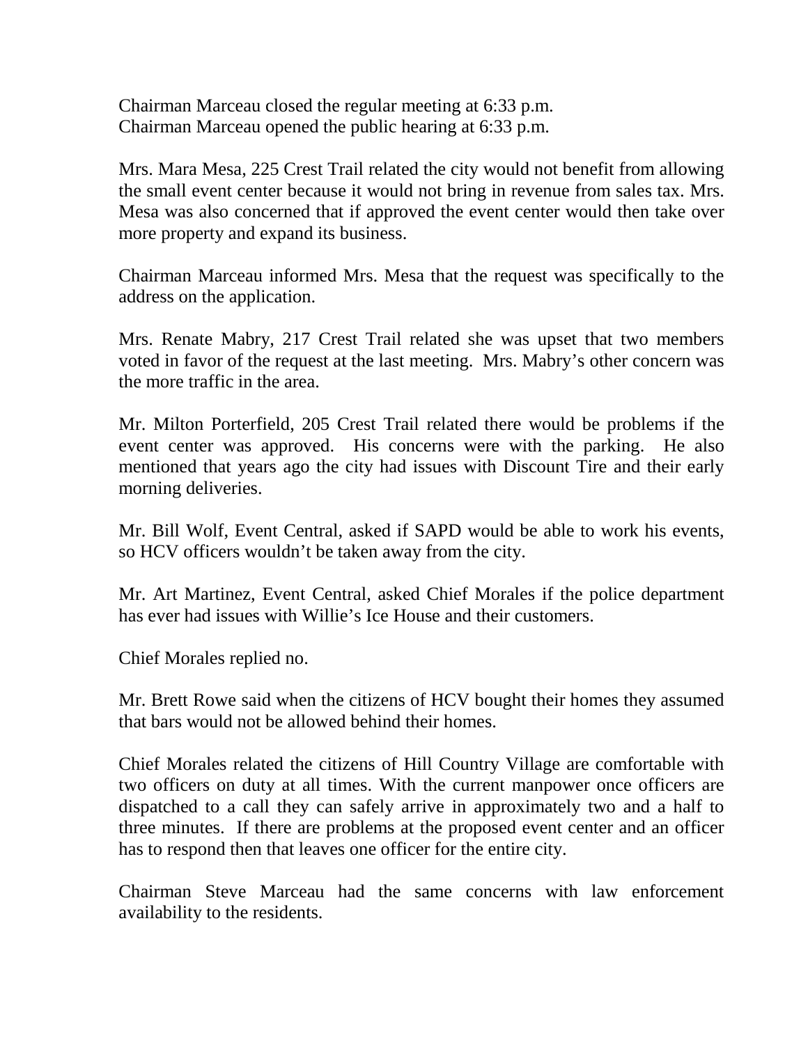Chairman Marceau closed the regular meeting at 6:33 p.m.
Chairman Marceau opened the public hearing at 6:33 p.m.

Mrs. Mara Mesa, 225 Crest Trail related the city would not benefit from allowing the small event center because it would not bring in revenue from sales tax. Mrs. Mesa was also concerned that if approved the event center would then take over more property and expand its business.

Chairman Marceau informed Mrs. Mesa that the request was specifically to the address on the application.

Mrs. Renate Mabry, 217 Crest Trail related she was upset that two members voted in favor of the request at the last meeting. Mrs. Mabry's other concern was the more traffic in the area.

Mr. Milton Porterfield, 205 Crest Trail related there would be problems if the event center was approved. His concerns were with the parking. He also mentioned that years ago the city had issues with Discount Tire and their early morning deliveries.

Mr. Bill Wolf, Event Central, asked if SAPD would be able to work his events, so HCV officers wouldn't be taken away from the city.

Mr. Art Martinez, Event Central, asked Chief Morales if the police department has ever had issues with Willie's Ice House and their customers.

Chief Morales replied no.

Mr. Brett Rowe said when the citizens of HCV bought their homes they assumed that bars would not be allowed behind their homes.

Chief Morales related the citizens of Hill Country Village are comfortable with two officers on duty at all times. With the current manpower once officers are dispatched to a call they can safely arrive in approximately two and a half to three minutes. If there are problems at the proposed event center and an officer has to respond then that leaves one officer for the entire city.

Chairman Steve Marceau had the same concerns with law enforcement availability to the residents.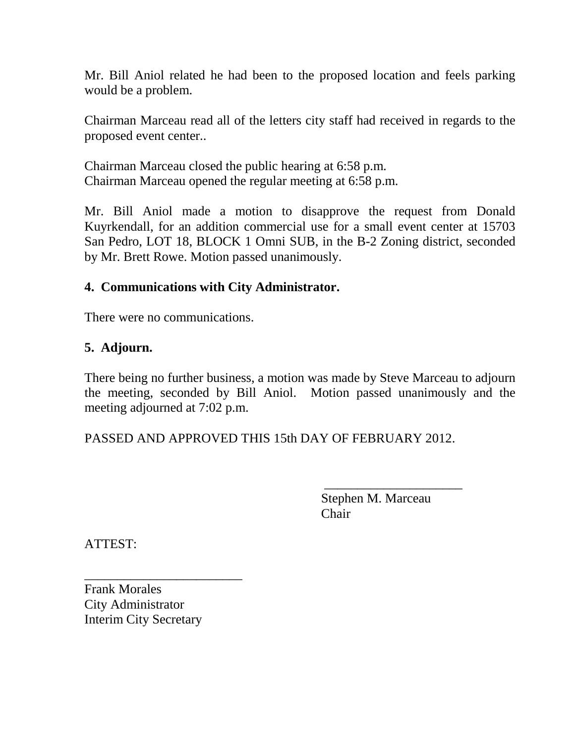Mr. Bill Aniol related he had been to the proposed location and feels parking would be a problem.

Chairman Marceau read all of the letters city staff had received in regards to the proposed event center..

Chairman Marceau closed the public hearing at 6:58 p.m.
Chairman Marceau opened the regular meeting at 6:58 p.m.

Mr. Bill Aniol made a motion to disapprove the request from Donald Kuyrkendall, for an addition commercial use for a small event center at 15703 San Pedro, LOT 18, BLOCK 1 Omni SUB, in the B-2 Zoning district, seconded by Mr. Brett Rowe. Motion passed unanimously.

**4. Communications with City Administrator.**

There were no communications.

**5. Adjourn.**

There being no further business, a motion was made by Steve Marceau to adjourn the meeting, seconded by Bill Aniol. Motion passed unanimously and the meeting adjourned at 7:02 p.m.

PASSED AND APPROVED THIS 15th DAY OF FEBRUARY 2012.

_____________________
Stephen M. Marceau
Chair

ATTEST:

________________________
Frank Morales
City Administrator
Interim City Secretary